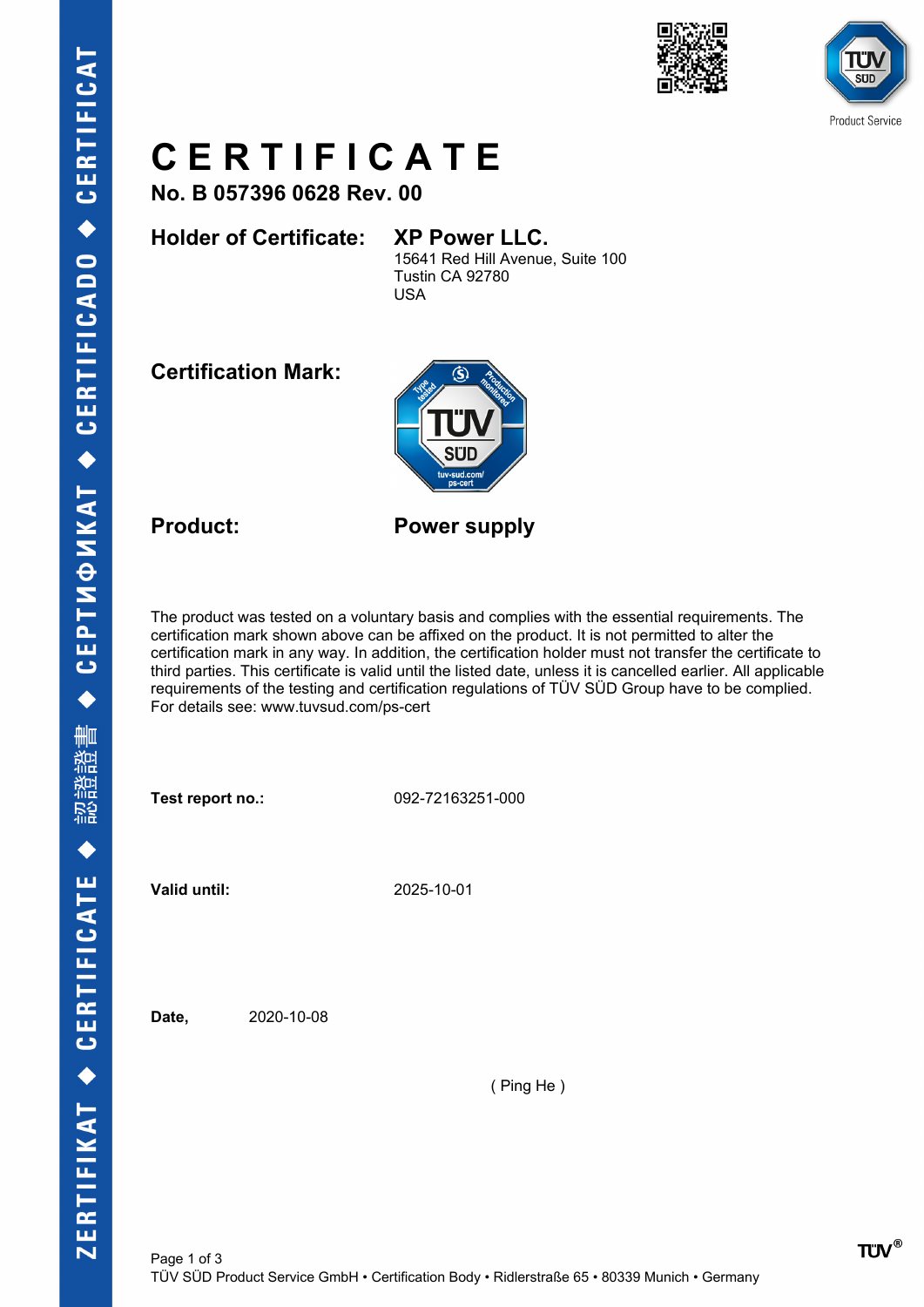# CERTIFICATE

**No. B 057396 0628 Rev. 00**

**Holder of Certificate:** **XP Power LLC.**
15641 Red Hill Avenue, Suite 100
Tustin CA 92780
USA

**Certification Mark:**

**Product:** **Power supply**

The product was tested on a voluntary basis and complies with the essential requirements. The certification mark shown above can be affixed on the product. It is not permitted to alter the certification mark in any way. In addition, the certification holder must not transfer the certificate to third parties. This certificate is valid until the listed date, unless it is cancelled earlier. All applicable requirements of the testing and certification regulations of TÜV SÜD Group have to be complied.
For details see: www.tuvsud.com/ps-cert

**Test report no.:** 092-72163251-000

**Valid until:** 2020-10-01

**Date,** 2020-10-08

( Ping He )

TÜV SÜD Product Service GmbH • Certification Body • Ridlerstraße 65 • 80339 Munich • Germany

# CERTIFICATE

**No. B 057396 0628 Rev. 00**

**Holder of Certificate:** **XP Power LLC.**
15641 Red Hill Avenue, Suite 100
Tustin CA 92780
USA

**Certification Mark:**

**Product:** **Power supply**

The product was tested on a voluntary basis and complies with the essential requirements. The certification mark shown above can be affixed on the product. It is not permitted to alter the certification mark in any way. In addition, the certification holder must not transfer the certificate to third parties. This certificate is valid until the listed date, unless it is cancelled earlier. All applicable requirements of the testing and certification regulations of TÜV SÜD Group have to be complied.
For details see: www.tuvsud.com/ps-cert

**Test report no.:** 092-72163251-000

**Valid until:** 2025-10-01

**Date,** 2020-10-08

( Ping He )

TÜV SÜD Product Service GmbH • Certification Body • Ridlerstraße 65 • 80339 Munich • Germany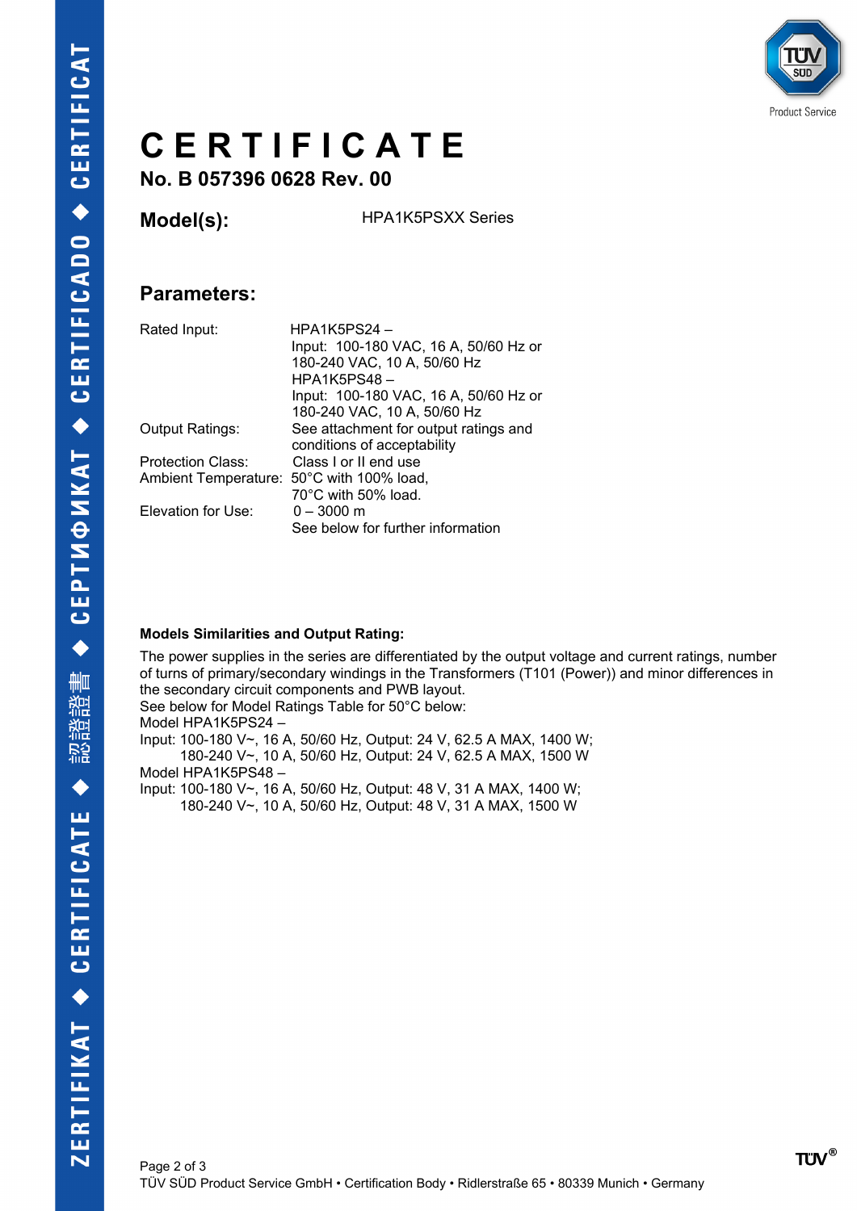# CERTIFICATE

**No. B 057396 0628 Rev. 00**

**Model(s):** HPA1K5PSXX Series

## Parameters:

| | |
|---|---|
| Rated Input: | HPA1K5PS24 –<br>Input: 100-180 VAC, 16 A, 50/60 Hz or<br>180-240 VAC, 10 A, 50/60 Hz<br>HPA1K5PS48 –<br>Input: 100-180 VAC, 16 A, 50/60 Hz or<br>180-240 VAC, 10 A, 50/60 Hz |
| Output Ratings: | See attachment for output ratings and conditions of acceptability |
| Protection Class: | Class I or II end use |
| Ambient Temperature: | 50°C with 100% load,<br>70°C with 50% load. |
| Elevation for Use: | 0 – 3000 m<br>See below for further information |

**Models Similarities and Output Rating:**

The power supplies in the series are differentiated by the output voltage and current ratings, number of turns of primary/secondary windings in the Transformers (T101 (Power)) and minor differences in the secondary circuit components and PWB layout.
See below for Model Ratings Table for 50°C below:
Model HPA1K5PS24 –
Input: 100-180 V~, 16 A, 50/60 Hz, Output: 24 V, 62.5 A MAX, 1400 W;
180-240 V~, 10 A, 50/60 Hz, Output: 24 V, 62.5 A MAX, 1500 W
Model HPA1K5PS48 –
Input: 100-180 V~, 16 A, 50/60 Hz, Output: 48 V, 31 A MAX, 1400 W;
180-240 V~, 10 A, 50/60 Hz, Output: 48 V, 31 A MAX, 1500 W

TÜV SÜD Product Service GmbH • Certification Body • Ridlerstraße 65 • 80339 Munich • Germany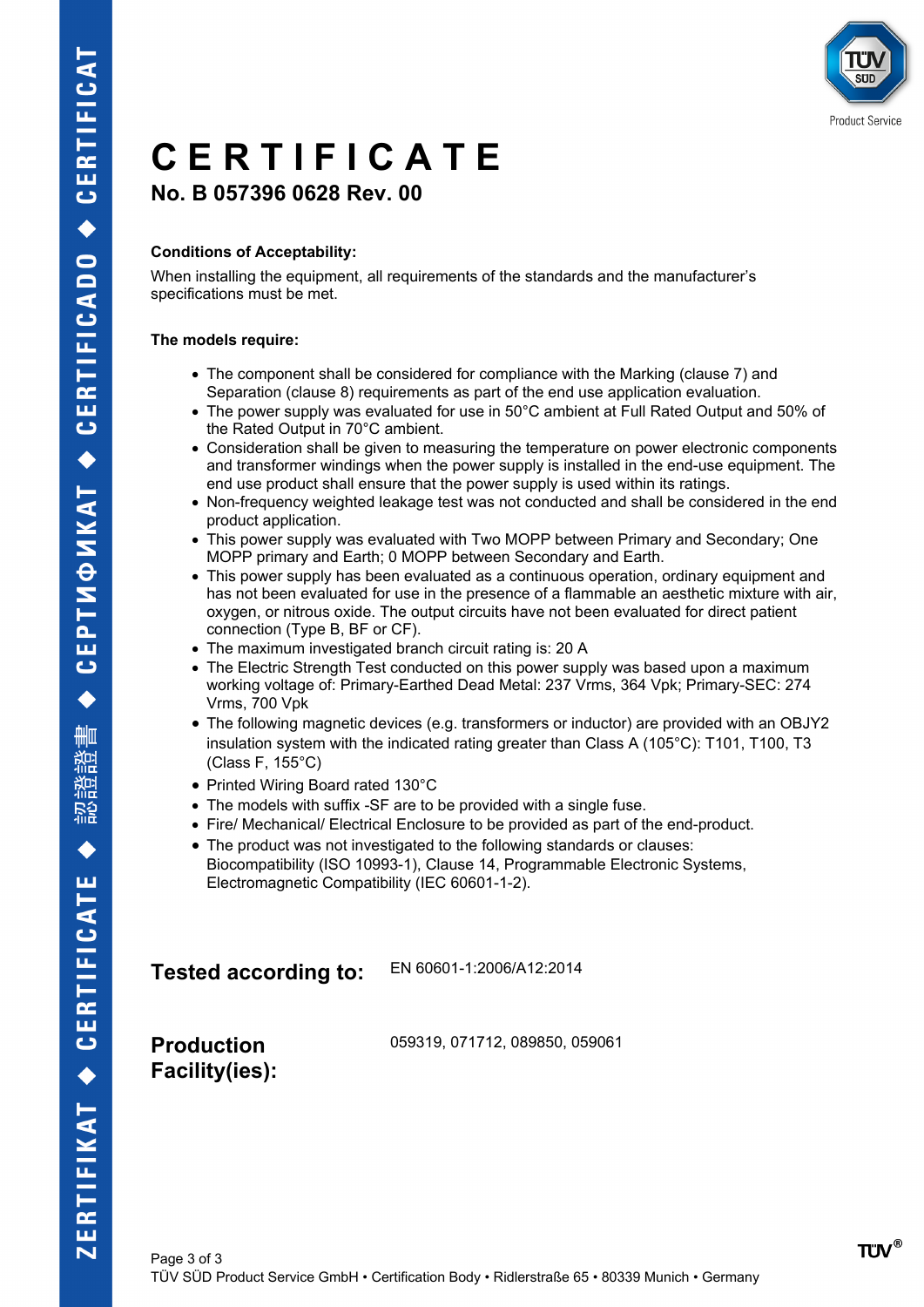# CERTIFICATE

## No. B 057396 0628 Rev. 00

**Conditions of Acceptability:**

When installing the equipment, all requirements of the standards and the manufacturer's specifications must be met.

**The models require:**

- The component shall be considered for compliance with the Marking (clause 7) and Separation (clause 8) requirements as part of the end use application evaluation.
- The power supply was evaluated for use in 50°C ambient at Full Rated Output and 50% of the Rated Output in 70°C ambient.
- Consideration shall be given to measuring the temperature on power electronic components and transformer windings when the power supply is installed in the end-use equipment. The end use product shall ensure that the power supply is used within its ratings.
- Non-frequency weighted leakage test was not conducted and shall be considered in the end product application.
- This power supply was evaluated with Two MOPP between Primary and Secondary; One MOPP primary and Earth; 0 MOPP between Secondary and Earth.
- This power supply has been evaluated as a continuous operation, ordinary equipment and has not been evaluated for use in the presence of a flammable an aesthetic mixture with air, oxygen, or nitrous oxide. The output circuits have not been evaluated for direct patient connection (Type B, BF or CF).
- The maximum investigated branch circuit rating is: 20 A
- The Electric Strength Test conducted on this power supply was based upon a maximum working voltage of: Primary-Earthed Dead Metal: 237 Vrms, 364 Vpk; Primary-SEC: 274 Vrms, 700 Vpk
- The following magnetic devices (e.g. transformers or inductor) are provided with an OBJY2 insulation system with the indicated rating greater than Class A (105°C): T101, T100, T3 (Class F, 155°C)
- Printed Wiring Board rated 130°C
- The models with suffix -SF are to be provided with a single fuse.
- Fire/ Mechanical/ Electrical Enclosure to be provided as part of the end-product.
- The product was not investigated to the following standards or clauses: Biocompatibility (ISO 10993-1), Clause 14, Programmable Electronic Systems, Electromagnetic Compatibility (IEC 60601-1-2).

**Tested according to:** EN 60601-1:2006/A12:2014

**Production Facility(ies):** 059319, 071712, 089850, 059061

TÜV SÜD Product Service GmbH • Certification Body • Ridlerstraße 65 • 80339 Munich • Germany